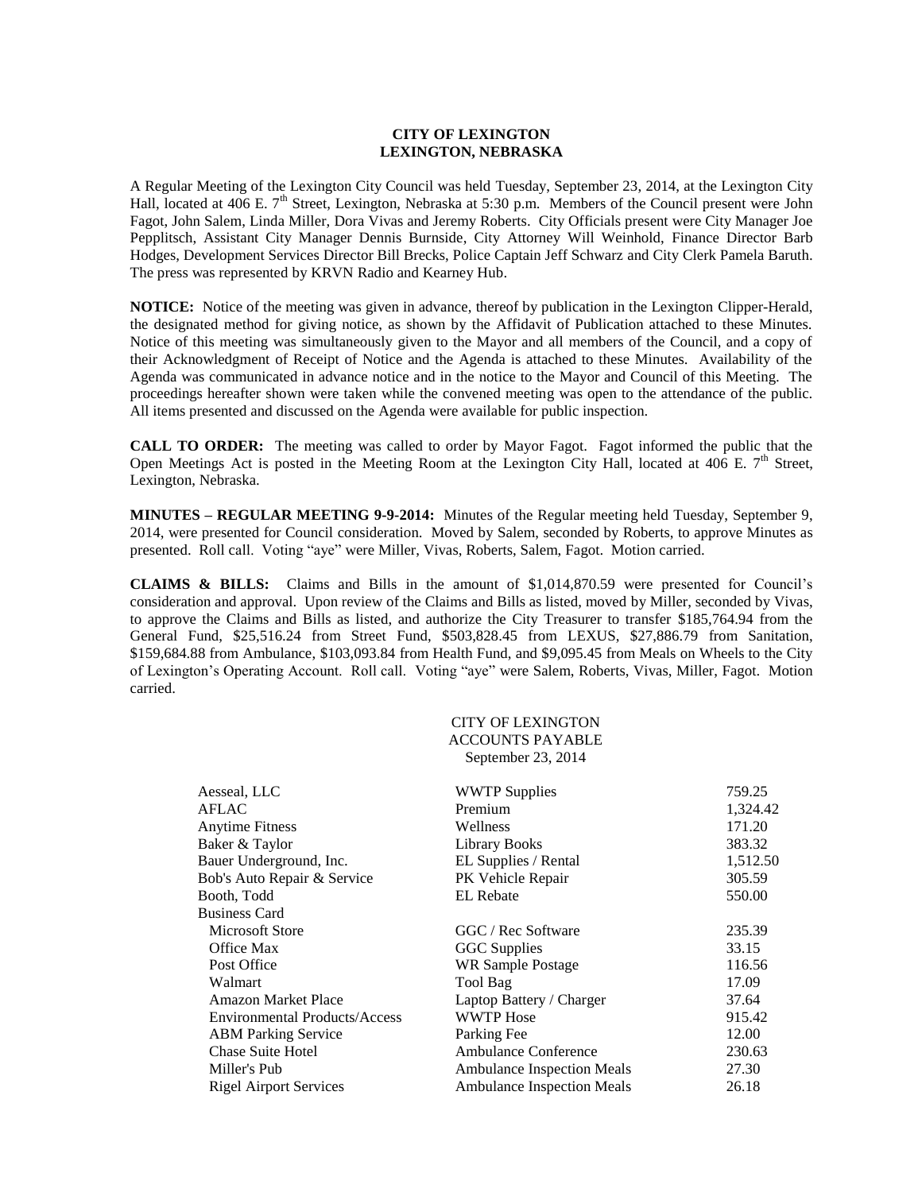**CITY OF LEXINGTON**
**LEXINGTON, NEBRASKA**

A Regular Meeting of the Lexington City Council was held Tuesday, September 23, 2014, at the Lexington City Hall, located at 406 E. 7th Street, Lexington, Nebraska at 5:30 p.m. Members of the Council present were John Fagot, John Salem, Linda Miller, Dora Vivas and Jeremy Roberts. City Officials present were City Manager Joe Pepplitsch, Assistant City Manager Dennis Burnside, City Attorney Will Weinhold, Finance Director Barb Hodges, Development Services Director Bill Brecks, Police Captain Jeff Schwarz and City Clerk Pamela Baruth. The press was represented by KRVN Radio and Kearney Hub.

**NOTICE:** Notice of the meeting was given in advance, thereof by publication in the Lexington Clipper-Herald, the designated method for giving notice, as shown by the Affidavit of Publication attached to these Minutes. Notice of this meeting was simultaneously given to the Mayor and all members of the Council, and a copy of their Acknowledgment of Receipt of Notice and the Agenda is attached to these Minutes. Availability of the Agenda was communicated in advance notice and in the notice to the Mayor and Council of this Meeting. The proceedings hereafter shown were taken while the convened meeting was open to the attendance of the public. All items presented and discussed on the Agenda were available for public inspection.

**CALL TO ORDER:** The meeting was called to order by Mayor Fagot. Fagot informed the public that the Open Meetings Act is posted in the Meeting Room at the Lexington City Hall, located at 406 E. 7th Street, Lexington, Nebraska.

**MINUTES – REGULAR MEETING 9-9-2014:** Minutes of the Regular meeting held Tuesday, September 9, 2014, were presented for Council consideration. Moved by Salem, seconded by Roberts, to approve Minutes as presented. Roll call. Voting "aye" were Miller, Vivas, Roberts, Salem, Fagot. Motion carried.

**CLAIMS & BILLS:** Claims and Bills in the amount of $1,014,870.59 were presented for Council's consideration and approval. Upon review of the Claims and Bills as listed, moved by Miller, seconded by Vivas, to approve the Claims and Bills as listed, and authorize the City Treasurer to transfer $185,764.94 from the General Fund, $25,516.24 from Street Fund, $503,828.45 from LEXUS, $27,886.79 from Sanitation, $159,684.88 from Ambulance, $103,093.84 from Health Fund, and $9,095.45 from Meals on Wheels to the City of Lexington's Operating Account. Roll call. Voting "aye" were Salem, Roberts, Vivas, Miller, Fagot. Motion carried.

CITY OF LEXINGTON
ACCOUNTS PAYABLE
September 23, 2014

| | | |
|---|---|---|
| Aesseal, LLC | WWTP Supplies | 759.25 |
| AFLAC | Premium | 1,324.42 |
| Anytime Fitness | Wellness | 171.20 |
| Baker & Taylor | Library Books | 383.32 |
| Bauer Underground, Inc. | EL Supplies / Rental | 1,512.50 |
| Bob's Auto Repair & Service | PK Vehicle Repair | 305.59 |
| Booth, Todd | EL Rebate | 550.00 |
| Business Card | | |
| Microsoft Store | GGC / Rec Software | 235.39 |
| Office Max | GGC Supplies | 33.15 |
| Post Office | WR Sample Postage | 116.56 |
| Walmart | Tool Bag | 17.09 |
| Amazon Market Place | Laptop Battery / Charger | 37.64 |
| Environmental Products/Access | WWTP Hose | 915.42 |
| ABM Parking Service | Parking Fee | 12.00 |
| Chase Suite Hotel | Ambulance Conference | 230.63 |
| Miller's Pub | Ambulance Inspection Meals | 27.30 |
| Rigel Airport Services | Ambulance Inspection Meals | 26.18 |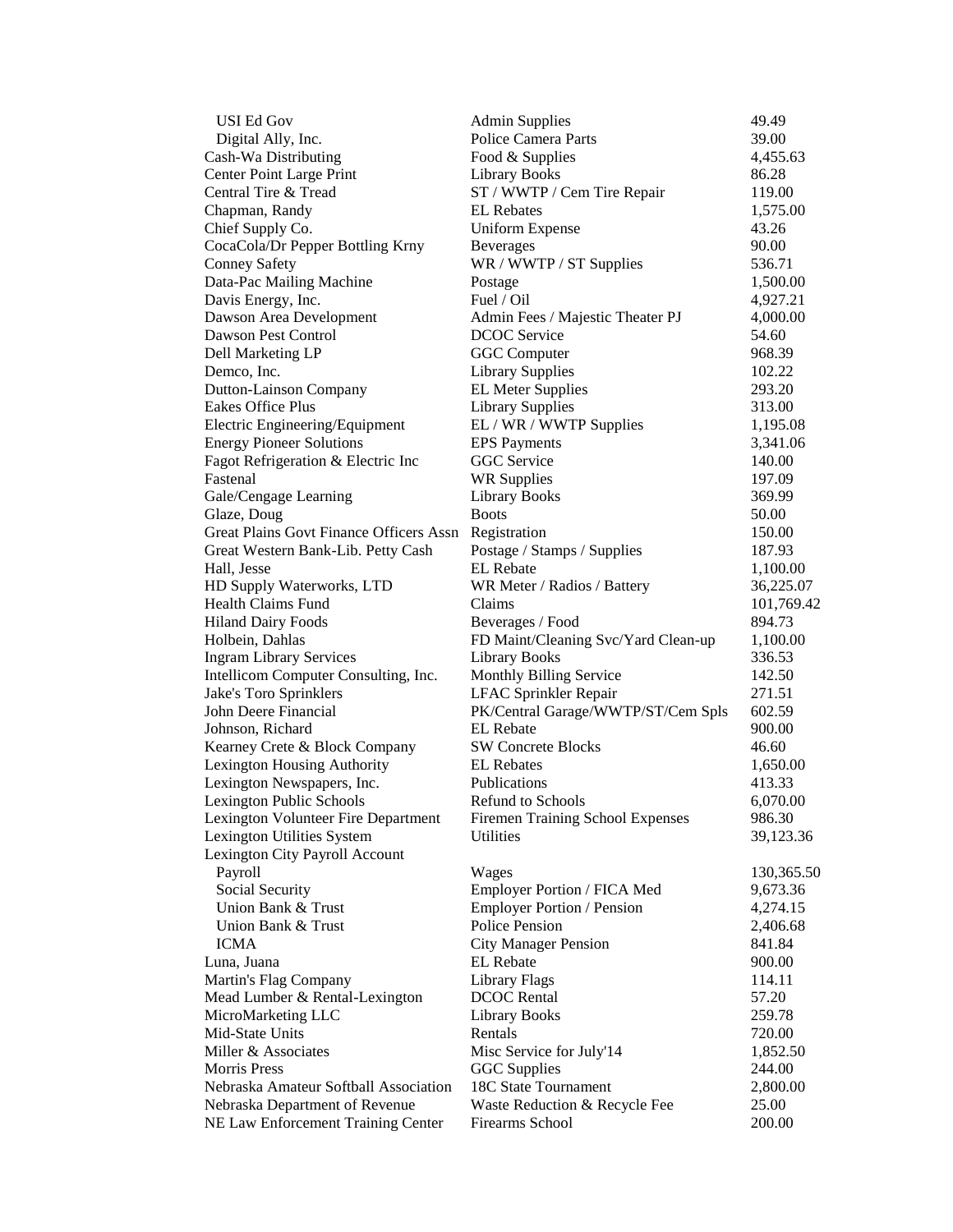| | | |
|---|---|---|
| USI Ed Gov | Admin Supplies | 49.49 |
| Digital Ally, Inc. | Police Camera Parts | 39.00 |
| Cash-Wa Distributing | Food & Supplies | 4,455.63 |
| Center Point Large Print | Library Books | 86.28 |
| Central Tire & Tread | ST / WWTP / Cem Tire Repair | 119.00 |
| Chapman, Randy | EL Rebates | 1,575.00 |
| Chief Supply Co. | Uniform Expense | 43.26 |
| CocaCola/Dr Pepper Bottling Krny | Beverages | 90.00 |
| Conney Safety | WR / WWTP / ST Supplies | 536.71 |
| Data-Pac Mailing Machine | Postage | 1,500.00 |
| Davis Energy, Inc. | Fuel / Oil | 4,927.21 |
| Dawson Area Development | Admin Fees / Majestic Theater PJ | 4,000.00 |
| Dawson Pest Control | DCOC Service | 54.60 |
| Dell Marketing LP | GGC Computer | 968.39 |
| Demco, Inc. | Library Supplies | 102.22 |
| Dutton-Lainson Company | EL Meter Supplies | 293.20 |
| Eakes Office Plus | Library Supplies | 313.00 |
| Electric Engineering/Equipment | EL / WR / WWTP Supplies | 1,195.08 |
| Energy Pioneer Solutions | EPS Payments | 3,341.06 |
| Fagot Refrigeration & Electric Inc | GGC Service | 140.00 |
| Fastenal | WR Supplies | 197.09 |
| Gale/Cengage Learning | Library Books | 369.99 |
| Glaze, Doug | Boots | 50.00 |
| Great Plains Govt Finance Officers Assn | Registration | 150.00 |
| Great Western Bank-Lib. Petty Cash | Postage / Stamps / Supplies | 187.93 |
| Hall, Jesse | EL Rebate | 1,100.00 |
| HD Supply Waterworks, LTD | WR Meter / Radios / Battery | 36,225.07 |
| Health Claims Fund | Claims | 101,769.42 |
| Hiland Dairy Foods | Beverages / Food | 894.73 |
| Holbein, Dahlas | FD Maint/Cleaning Svc/Yard Clean-up | 1,100.00 |
| Ingram Library Services | Library Books | 336.53 |
| Intellicom Computer Consulting, Inc. | Monthly Billing Service | 142.50 |
| Jake's Toro Sprinklers | LFAC Sprinkler Repair | 271.51 |
| John Deere Financial | PK/Central Garage/WWTP/ST/Cem Spls | 602.59 |
| Johnson, Richard | EL Rebate | 900.00 |
| Kearney Crete & Block Company | SW Concrete Blocks | 46.60 |
| Lexington Housing Authority | EL Rebates | 1,650.00 |
| Lexington Newspapers, Inc. | Publications | 413.33 |
| Lexington Public Schools | Refund to Schools | 6,070.00 |
| Lexington Volunteer Fire Department | Firemen Training School Expenses | 986.30 |
| Lexington Utilities System | Utilities | 39,123.36 |
| Lexington City Payroll Account | | |
| Payroll | Wages | 130,365.50 |
| Social Security | Employer Portion / FICA Med | 9,673.36 |
| Union Bank & Trust | Employer Portion / Pension | 4,274.15 |
| Union Bank & Trust | Police Pension | 2,406.68 |
| ICMA | City Manager Pension | 841.84 |
| Luna, Juana | EL Rebate | 900.00 |
| Martin's Flag Company | Library Flags | 114.11 |
| Mead Lumber & Rental-Lexington | DCOC Rental | 57.20 |
| MicroMarketing LLC | Library Books | 259.78 |
| Mid-State Units | Rentals | 720.00 |
| Miller & Associates | Misc Service for July'14 | 1,852.50 |
| Morris Press | GGC Supplies | 244.00 |
| Nebraska Amateur Softball Association | 18C State Tournament | 2,800.00 |
| Nebraska Department of Revenue | Waste Reduction & Recycle Fee | 25.00 |
| NE Law Enforcement Training Center | Firearms School | 200.00 |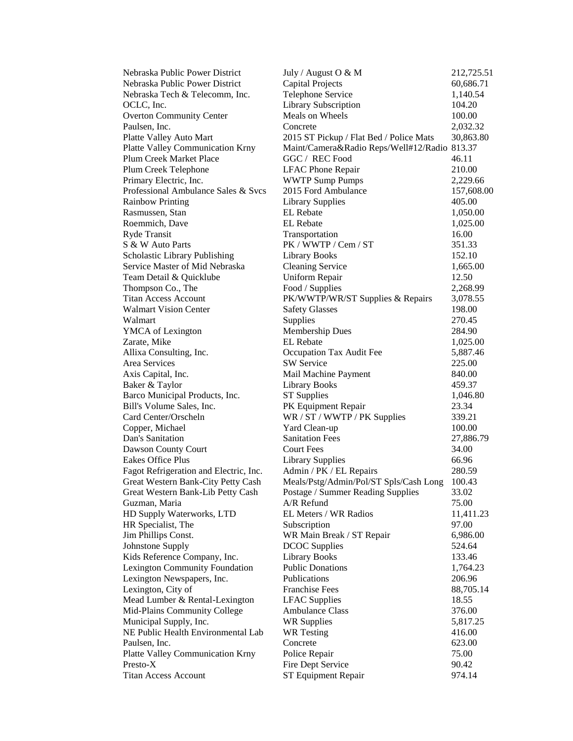| | | |
|---|---|---|
| Nebraska Public Power District | July / August O & M | 212,725.51 |
| Nebraska Public Power District | Capital Projects | 60,686.71 |
| Nebraska Tech & Telecomm, Inc. | Telephone Service | 1,140.54 |
| OCLC, Inc. | Library Subscription | 104.20 |
| Overton Community Center | Meals on Wheels | 100.00 |
| Paulsen, Inc. | Concrete | 2,032.32 |
| Platte Valley Auto Mart | 2015 ST Pickup / Flat Bed / Police Mats | 30,863.80 |
| Platte Valley Communication Krny | Maint/Camera&Radio Reps/Well#12/Radio | 813.37 |
| Plum Creek Market Place | GGC / REC Food | 46.11 |
| Plum Creek Telephone | LFAC Phone Repair | 210.00 |
| Primary Electric, Inc. | WWTP Sump Pumps | 2,229.66 |
| Professional Ambulance Sales & Svcs | 2015 Ford Ambulance | 157,608.00 |
| Rainbow Printing | Library Supplies | 405.00 |
| Rasmussen, Stan | EL Rebate | 1,050.00 |
| Roemmich, Dave | EL Rebate | 1,025.00 |
| Ryde Transit | Transportation | 16.00 |
| S & W Auto Parts | PK / WWTP / Cem / ST | 351.33 |
| Scholastic Library Publishing | Library Books | 152.10 |
| Service Master of Mid Nebraska | Cleaning Service | 1,665.00 |
| Team Detail & Quicklube | Uniform Repair | 12.50 |
| Thompson Co., The | Food / Supplies | 2,268.99 |
| Titan Access Account | PK/WWTP/WR/ST Supplies & Repairs | 3,078.55 |
| Walmart Vision Center | Safety Glasses | 198.00 |
| Walmart | Supplies | 270.45 |
| YMCA of Lexington | Membership Dues | 284.90 |
| Zarate, Mike | EL Rebate | 1,025.00 |
| Allixa Consulting, Inc. | Occupation Tax Audit Fee | 5,887.46 |
| Area Services | SW Service | 225.00 |
| Axis Capital, Inc. | Mail Machine Payment | 840.00 |
| Baker & Taylor | Library Books | 459.37 |
| Barco Municipal Products, Inc. | ST Supplies | 1,046.80 |
| Bill's Volume Sales, Inc. | PK Equipment Repair | 23.34 |
| Card Center/Orscheln | WR / ST / WWTP / PK Supplies | 339.21 |
| Copper, Michael | Yard Clean-up | 100.00 |
| Dan's Sanitation | Sanitation Fees | 27,886.79 |
| Dawson County Court | Court Fees | 34.00 |
| Eakes Office Plus | Library Supplies | 66.96 |
| Fagot Refrigeration and Electric, Inc. | Admin / PK / EL Repairs | 280.59 |
| Great Western Bank-City Petty Cash | Meals/Pstg/Admin/Pol/ST Spls/Cash Long | 100.43 |
| Great Western Bank-Lib Petty Cash | Postage / Summer Reading Supplies | 33.02 |
| Guzman, Maria | A/R Refund | 75.00 |
| HD Supply Waterworks, LTD | EL Meters / WR Radios | 11,411.23 |
| HR Specialist, The | Subscription | 97.00 |
| Jim Phillips Const. | WR Main Break / ST Repair | 6,986.00 |
| Johnstone Supply | DCOC Supplies | 524.64 |
| Kids Reference Company, Inc. | Library Books | 133.46 |
| Lexington Community Foundation | Public Donations | 1,764.23 |
| Lexington Newspapers, Inc. | Publications | 206.96 |
| Lexington, City of | Franchise Fees | 88,705.14 |
| Mead Lumber & Rental-Lexington | LFAC Supplies | 18.55 |
| Mid-Plains Community College | Ambulance Class | 376.00 |
| Municipal Supply, Inc. | WR Supplies | 5,817.25 |
| NE Public Health Environmental Lab | WR Testing | 416.00 |
| Paulsen, Inc. | Concrete | 623.00 |
| Platte Valley Communication Krny | Police Repair | 75.00 |
| Presto-X | Fire Dept Service | 90.42 |
| Titan Access Account | ST Equipment Repair | 974.14 |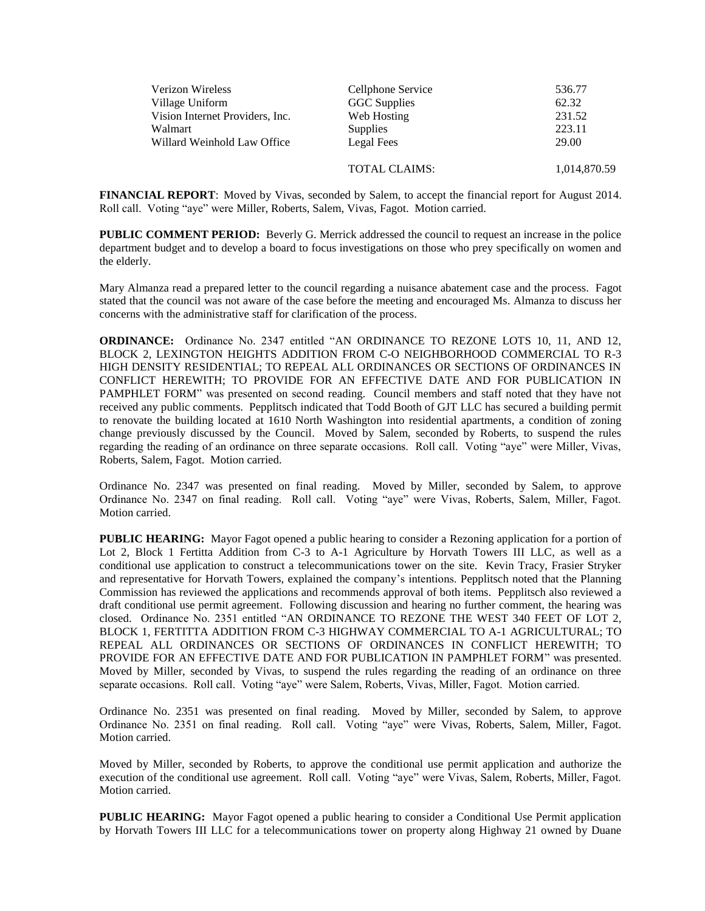| | | |
|---|---|---|
| Verizon Wireless | Cellphone Service | 536.77 |
| Village Uniform | GGC Supplies | 62.32 |
| Vision Internet Providers, Inc. | Web Hosting | 231.52 |
| Walmart | Supplies | 223.11 |
| Willard Weinhold Law Office | Legal Fees | 29.00 |
| | TOTAL CLAIMS: | 1,014,870.59 |

**FINANCIAL REPORT**: Moved by Vivas, seconded by Salem, to accept the financial report for August 2014. Roll call. Voting "aye" were Miller, Roberts, Salem, Vivas, Fagot. Motion carried.

**PUBLIC COMMENT PERIOD:** Beverly G. Merrick addressed the council to request an increase in the police department budget and to develop a board to focus investigations on those who prey specifically on women and the elderly.

Mary Almanza read a prepared letter to the council regarding a nuisance abatement case and the process. Fagot stated that the council was not aware of the case before the meeting and encouraged Ms. Almanza to discuss her concerns with the administrative staff for clarification of the process.

**ORDINANCE:** Ordinance No. 2347 entitled "AN ORDINANCE TO REZONE LOTS 10, 11, AND 12, BLOCK 2, LEXINGTON HEIGHTS ADDITION FROM C-O NEIGHBORHOOD COMMERCIAL TO R-3 HIGH DENSITY RESIDENTIAL; TO REPEAL ALL ORDINANCES OR SECTIONS OF ORDINANCES IN CONFLICT HEREWITH; TO PROVIDE FOR AN EFFECTIVE DATE AND FOR PUBLICATION IN PAMPHLET FORM" was presented on second reading. Council members and staff noted that they have not received any public comments. Pepplitsch indicated that Todd Booth of GJT LLC has secured a building permit to renovate the building located at 1610 North Washington into residential apartments, a condition of zoning change previously discussed by the Council. Moved by Salem, seconded by Roberts, to suspend the rules regarding the reading of an ordinance on three separate occasions. Roll call. Voting "aye" were Miller, Vivas, Roberts, Salem, Fagot. Motion carried.

Ordinance No. 2347 was presented on final reading. Moved by Miller, seconded by Salem, to approve Ordinance No. 2347 on final reading. Roll call. Voting "aye" were Vivas, Roberts, Salem, Miller, Fagot. Motion carried.

**PUBLIC HEARING:** Mayor Fagot opened a public hearing to consider a Rezoning application for a portion of Lot 2, Block 1 Fertitta Addition from C-3 to A-1 Agriculture by Horvath Towers III LLC, as well as a conditional use application to construct a telecommunications tower on the site. Kevin Tracy, Frasier Stryker and representative for Horvath Towers, explained the company's intentions. Pepplitsch noted that the Planning Commission has reviewed the applications and recommends approval of both items. Pepplitsch also reviewed a draft conditional use permit agreement. Following discussion and hearing no further comment, the hearing was closed. Ordinance No. 2351 entitled "AN ORDINANCE TO REZONE THE WEST 340 FEET OF LOT 2, BLOCK 1, FERTITTA ADDITION FROM C-3 HIGHWAY COMMERCIAL TO A-1 AGRICULTURAL; TO REPEAL ALL ORDINANCES OR SECTIONS OF ORDINANCES IN CONFLICT HEREWITH; TO PROVIDE FOR AN EFFECTIVE DATE AND FOR PUBLICATION IN PAMPHLET FORM" was presented. Moved by Miller, seconded by Vivas, to suspend the rules regarding the reading of an ordinance on three separate occasions. Roll call. Voting "aye" were Salem, Roberts, Vivas, Miller, Fagot. Motion carried.

Ordinance No. 2351 was presented on final reading. Moved by Miller, seconded by Salem, to approve Ordinance No. 2351 on final reading. Roll call. Voting "aye" were Vivas, Roberts, Salem, Miller, Fagot. Motion carried.

Moved by Miller, seconded by Roberts, to approve the conditional use permit application and authorize the execution of the conditional use agreement. Roll call. Voting "aye" were Vivas, Salem, Roberts, Miller, Fagot. Motion carried.

**PUBLIC HEARING:** Mayor Fagot opened a public hearing to consider a Conditional Use Permit application by Horvath Towers III LLC for a telecommunications tower on property along Highway 21 owned by Duane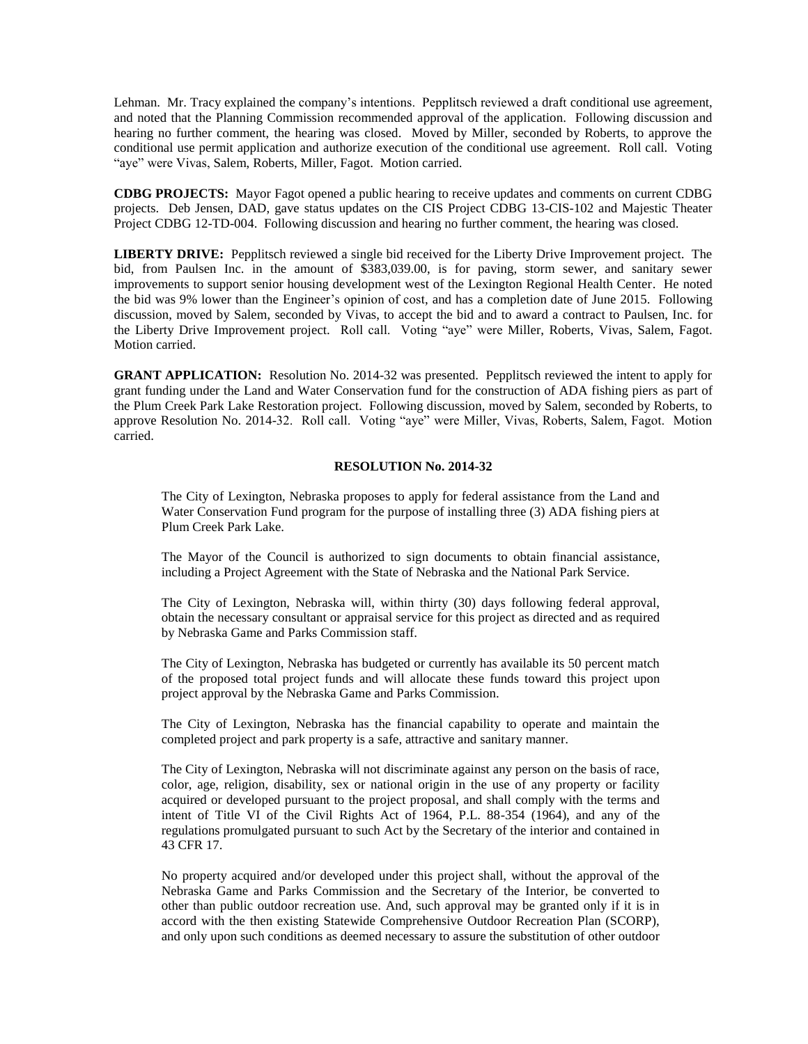Lehman. Mr. Tracy explained the company's intentions. Pepplitsch reviewed a draft conditional use agreement, and noted that the Planning Commission recommended approval of the application. Following discussion and hearing no further comment, the hearing was closed. Moved by Miller, seconded by Roberts, to approve the conditional use permit application and authorize execution of the conditional use agreement. Roll call. Voting "aye" were Vivas, Salem, Roberts, Miller, Fagot. Motion carried.

**CDBG PROJECTS:** Mayor Fagot opened a public hearing to receive updates and comments on current CDBG projects. Deb Jensen, DAD, gave status updates on the CIS Project CDBG 13-CIS-102 and Majestic Theater Project CDBG 12-TD-004. Following discussion and hearing no further comment, the hearing was closed.

**LIBERTY DRIVE:** Pepplitsch reviewed a single bid received for the Liberty Drive Improvement project. The bid, from Paulsen Inc. in the amount of $383,039.00, is for paving, storm sewer, and sanitary sewer improvements to support senior housing development west of the Lexington Regional Health Center. He noted the bid was 9% lower than the Engineer's opinion of cost, and has a completion date of June 2015. Following discussion, moved by Salem, seconded by Vivas, to accept the bid and to award a contract to Paulsen, Inc. for the Liberty Drive Improvement project. Roll call. Voting "aye" were Miller, Roberts, Vivas, Salem, Fagot. Motion carried.

**GRANT APPLICATION:** Resolution No. 2014-32 was presented. Pepplitsch reviewed the intent to apply for grant funding under the Land and Water Conservation fund for the construction of ADA fishing piers as part of the Plum Creek Park Lake Restoration project. Following discussion, moved by Salem, seconded by Roberts, to approve Resolution No. 2014-32. Roll call. Voting "aye" were Miller, Vivas, Roberts, Salem, Fagot. Motion carried.

**RESOLUTION No. 2014-32**

The City of Lexington, Nebraska proposes to apply for federal assistance from the Land and Water Conservation Fund program for the purpose of installing three (3) ADA fishing piers at Plum Creek Park Lake.

The Mayor of the Council is authorized to sign documents to obtain financial assistance, including a Project Agreement with the State of Nebraska and the National Park Service.

The City of Lexington, Nebraska will, within thirty (30) days following federal approval, obtain the necessary consultant or appraisal service for this project as directed and as required by Nebraska Game and Parks Commission staff.

The City of Lexington, Nebraska has budgeted or currently has available its 50 percent match of the proposed total project funds and will allocate these funds toward this project upon project approval by the Nebraska Game and Parks Commission.

The City of Lexington, Nebraska has the financial capability to operate and maintain the completed project and park property is a safe, attractive and sanitary manner.

The City of Lexington, Nebraska will not discriminate against any person on the basis of race, color, age, religion, disability, sex or national origin in the use of any property or facility acquired or developed pursuant to the project proposal, and shall comply with the terms and intent of Title VI of the Civil Rights Act of 1964, P.L. 88-354 (1964), and any of the regulations promulgated pursuant to such Act by the Secretary of the interior and contained in 43 CFR 17.

No property acquired and/or developed under this project shall, without the approval of the Nebraska Game and Parks Commission and the Secretary of the Interior, be converted to other than public outdoor recreation use. And, such approval may be granted only if it is in accord with the then existing Statewide Comprehensive Outdoor Recreation Plan (SCORP), and only upon such conditions as deemed necessary to assure the substitution of other outdoor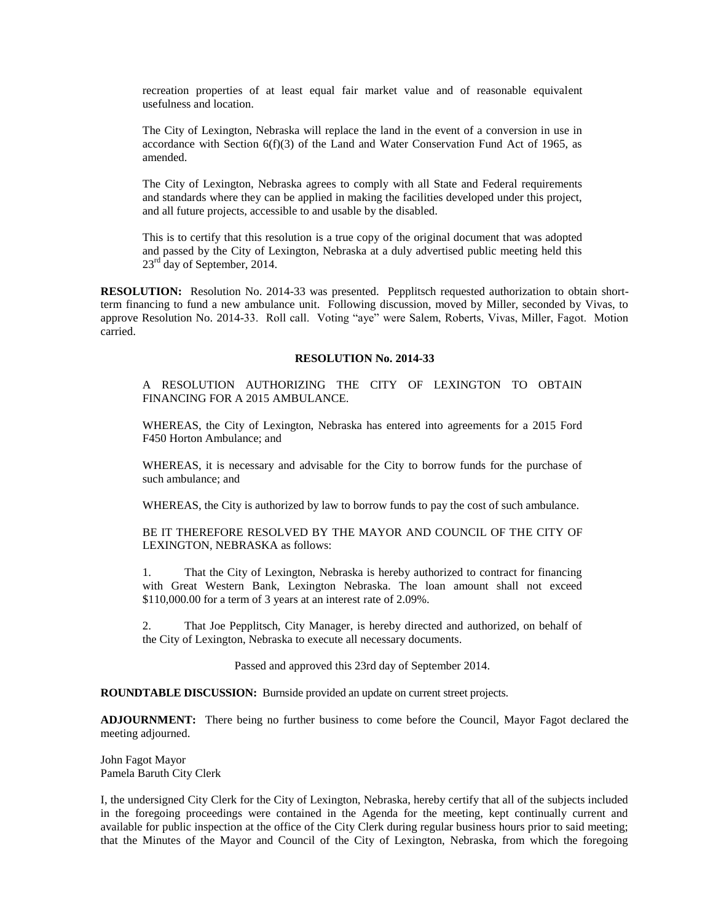recreation properties of at least equal fair market value and of reasonable equivalent usefulness and location.

The City of Lexington, Nebraska will replace the land in the event of a conversion in use in accordance with Section 6(f)(3) of the Land and Water Conservation Fund Act of 1965, as amended.

The City of Lexington, Nebraska agrees to comply with all State and Federal requirements and standards where they can be applied in making the facilities developed under this project, and all future projects, accessible to and usable by the disabled.

This is to certify that this resolution is a true copy of the original document that was adopted and passed by the City of Lexington, Nebraska at a duly advertised public meeting held this 23rd day of September, 2014.

**RESOLUTION:** Resolution No. 2014-33 was presented. Pepplitsch requested authorization to obtain short-term financing to fund a new ambulance unit. Following discussion, moved by Miller, seconded by Vivas, to approve Resolution No. 2014-33. Roll call. Voting "aye" were Salem, Roberts, Vivas, Miller, Fagot. Motion carried.

**RESOLUTION No. 2014-33**

A RESOLUTION AUTHORIZING THE CITY OF LEXINGTON TO OBTAIN FINANCING FOR A 2015 AMBULANCE.

WHEREAS, the City of Lexington, Nebraska has entered into agreements for a 2015 Ford F450 Horton Ambulance; and

WHEREAS, it is necessary and advisable for the City to borrow funds for the purchase of such ambulance; and

WHEREAS, the City is authorized by law to borrow funds to pay the cost of such ambulance.

BE IT THEREFORE RESOLVED BY THE MAYOR AND COUNCIL OF THE CITY OF LEXINGTON, NEBRASKA as follows:

1. That the City of Lexington, Nebraska is hereby authorized to contract for financing with Great Western Bank, Lexington Nebraska. The loan amount shall not exceed $110,000.00 for a term of 3 years at an interest rate of 2.09%.

2. That Joe Pepplitsch, City Manager, is hereby directed and authorized, on behalf of the City of Lexington, Nebraska to execute all necessary documents.

Passed and approved this 23rd day of September 2014.

**ROUNDTABLE DISCUSSION:** Burnside provided an update on current street projects.

**ADJOURNMENT:** There being no further business to come before the Council, Mayor Fagot declared the meeting adjourned.

John Fagot Mayor
Pamela Baruth City Clerk

I, the undersigned City Clerk for the City of Lexington, Nebraska, hereby certify that all of the subjects included in the foregoing proceedings were contained in the Agenda for the meeting, kept continually current and available for public inspection at the office of the City Clerk during regular business hours prior to said meeting; that the Minutes of the Mayor and Council of the City of Lexington, Nebraska, from which the foregoing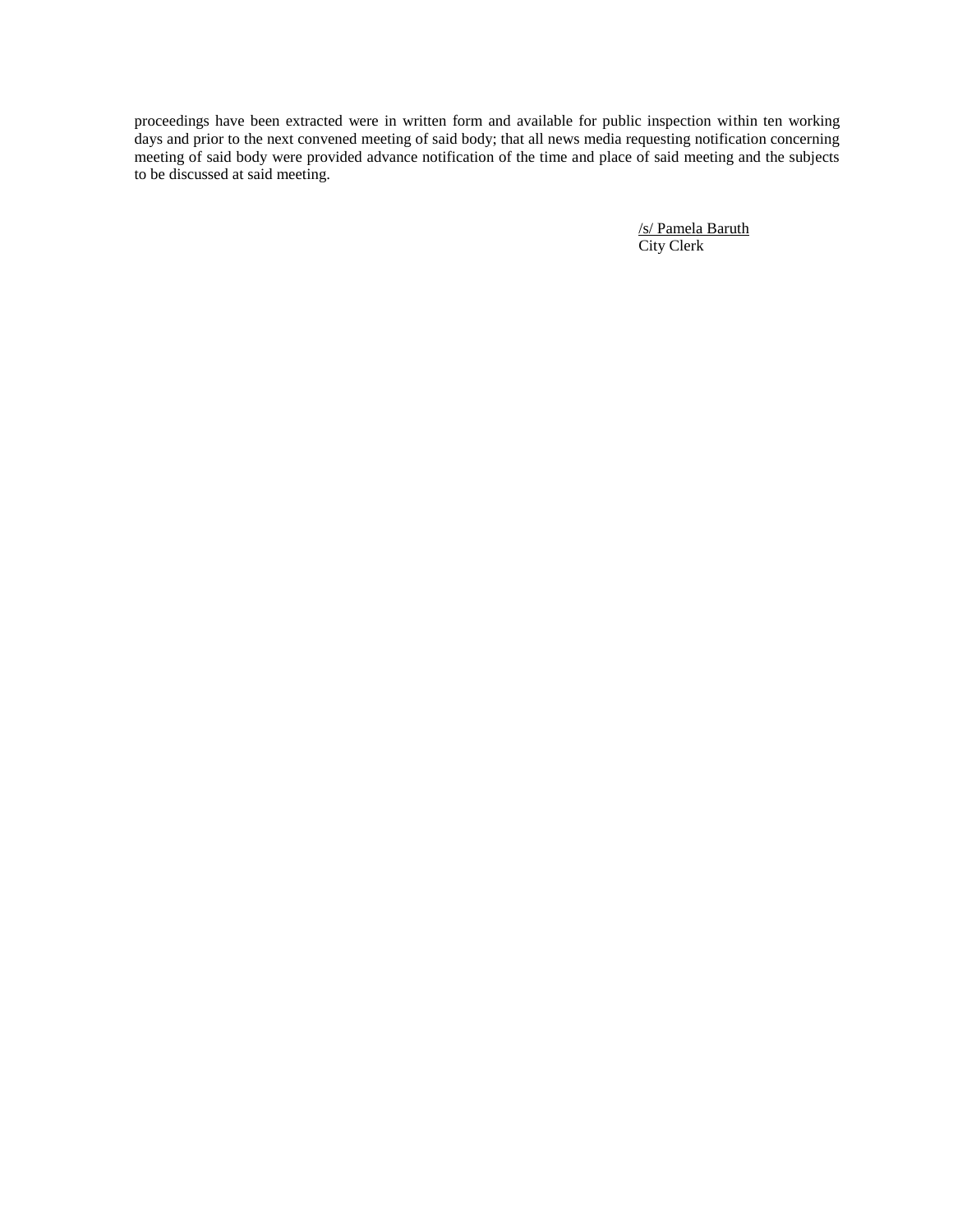proceedings have been extracted were in written form and available for public inspection within ten working days and prior to the next convened meeting of said body; that all news media requesting notification concerning meeting of said body were provided advance notification of the time and place of said meeting and the subjects to be discussed at said meeting.

/s/ Pamela Baruth
City Clerk